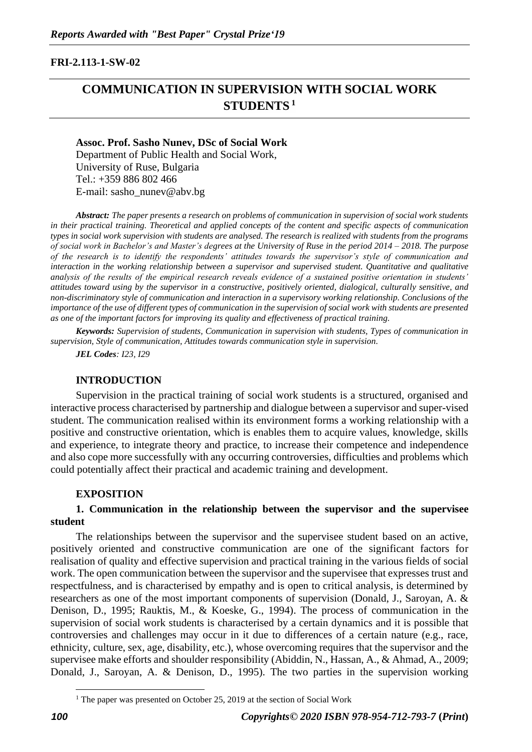**FRI-2.113-1-SW-02**

# COMMUNICATION IN SUPERVISION WITH SOCIAL WORK STUDENTS [1]

**Assoc. Prof. Sasho Nunev, DSc of Social Work**
Department of Public Health and Social Work,
University of Ruse, Bulgaria
Tel.: +359 886 802 466
E-mail: sasho_nunev@abv.bg

***Abstract:*** *The paper presents a research on problems of communication in supervision of social work students in their practical training. Theoretical and applied concepts of the content and specific aspects of communication types in social work supervision with students are analysed. The research is realized with students from the programs of social work in Bachelor's and Master's degrees at the University of Ruse in the period 2014 – 2018. The purpose of the research is to identify the respondents' attitudes towards the supervisor's style of communication and interaction in the working relationship between a supervisor and supervised student. Quantitative and qualitative analysis of the results of the empirical research reveals evidence of a sustained positive orientation in students' attitudes toward using by the supervisor in a constructive, positively oriented, dialogical, culturally sensitive, and non-discriminatory style of communication and interaction in a supervisory working relationship. Conclusions of the importance of the use of different types of communication in the supervision of social work with students are presented as one of the important factors for improving its quality and effectiveness of practical training.*

***Keywords:*** *Supervision of students, Communication in supervision with students, Types of communication in supervision, Style of communication, Attitudes towards communication style in supervision.*

***JEL Codes****: I23, I29*

## INTRODUCTION

Supervision in the practical training of social work students is a structured, organised and interactive process characterised by partnership and dialogue between a supervisor and super-vised student. The communication realised within its environment forms a working relationship with a positive and constructive orientation, which is enables them to acquire values, knowledge, skills and experience, to integrate theory and practice, to increase their competence and independence and also cope more successfully with any occurring controversies, difficulties and problems which could potentially affect their practical and academic training and development.

## EXPOSITION

### 1. Communication in the relationship between the supervisor and the supervisee student

The relationships between the supervisor and the supervisee student based on an active, positively oriented and constructive communication are one of the significant factors for realisation of quality and effective supervision and practical training in the various fields of social work. The open communication between the supervisor and the supervisee that expresses trust and respectfulness, and is characterised by empathy and is open to critical analysis, is determined by researchers as one of the most important components of supervision (Donald, J., Saroyan, A. & Denison, D., 1995; Rauktis, M., & Koeske, G., 1994). The process of communication in the supervision of social work students is characterised by a certain dynamics and it is possible that controversies and challenges may occur in it due to differences of a certain nature (e.g., race, ethnicity, culture, sex, age, disability, etc.), whose overcoming requires that the supervisor and the supervisee make efforts and shoulder responsibility (Abiddin, N., Hassan, A., & Ahmad, A., 2009; Donald, J., Saroyan, A. & Denison, D., 1995). The two parties in the supervision working

[1] The paper was presented on October 25, 2019 at the section of Social Work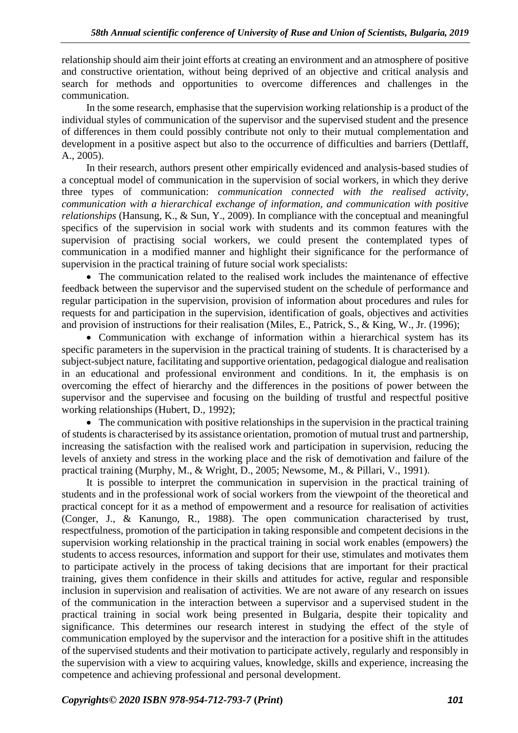relationship should aim their joint efforts at creating an environment and an atmosphere of positive and constructive orientation, without being deprived of an objective and critical analysis and search for methods and opportunities to overcome differences and challenges in the communication.

In the some research, emphasise that the supervision working relationship is a product of the individual styles of communication of the supervisor and the supervised student and the presence of differences in them could possibly contribute not only to their mutual complementation and development in a positive aspect but also to the occurrence of difficulties and barriers (Dettlaff, A., 2005).

In their research, authors present other empirically evidenced and analysis-based studies of a conceptual model of communication in the supervision of social workers, in which they derive three types of communication: *communication connected with the realised activity, communication with a hierarchical exchange of information, and communication with positive relationships* (Hansung, K., & Sun, Y., 2009). In compliance with the conceptual and meaningful specifics of the supervision in social work with students and its common features with the supervision of practising social workers, we could present the contemplated types of communication in a modified manner and highlight their significance for the performance of supervision in the practical training of future social work specialists:

- The communication related to the realised work includes the maintenance of effective feedback between the supervisor and the supervised student on the schedule of performance and regular participation in the supervision, provision of information about procedures and rules for requests for and participation in the supervision, identification of goals, objectives and activities and provision of instructions for their realisation (Miles, E., Patrick, S., & King, W., Jr. (1996);
- Communication with exchange of information within a hierarchical system has its specific parameters in the supervision in the practical training of students. It is characterised by a subject-subject nature, facilitating and supportive orientation, pedagogical dialogue and realisation in an educational and professional environment and conditions. In it, the emphasis is on overcoming the effect of hierarchy and the differences in the positions of power between the supervisor and the supervisee and focusing on the building of trustful and respectful positive working relationships (Hubert, D., 1992);
- The communication with positive relationships in the supervision in the practical training of students is characterised by its assistance orientation, promotion of mutual trust and partnership, increasing the satisfaction with the realised work and participation in supervision, reducing the levels of anxiety and stress in the working place and the risk of demotivation and failure of the practical training (Murphy, M., & Wright, D., 2005; Newsome, M., & Pillari, V., 1991).

It is possible to interpret the communication in supervision in the practical training of students and in the professional work of social workers from the viewpoint of the theoretical and practical concept for it as a method of empowerment and a resource for realisation of activities (Conger, J., & Kanungo, R., 1988). The open communication characterised by trust, respectfulness, promotion of the participation in taking responsible and competent decisions in the supervision working relationship in the practical training in social work enables (empowers) the students to access resources, information and support for their use, stimulates and motivates them to participate actively in the process of taking decisions that are important for their practical training, gives them confidence in their skills and attitudes for active, regular and responsible inclusion in supervision and realisation of activities. We are not aware of any research on issues of the communication in the interaction between a supervisor and a supervised student in the practical training in social work being presented in Bulgaria, despite their topicality and significance. This determines our research interest in studying the effect of the style of communication employed by the supervisor and the interaction for a positive shift in the attitudes of the supervised students and their motivation to participate actively, regularly and responsibly in the supervision with a view to acquiring values, knowledge, skills and experience, increasing the competence and achieving professional and personal development.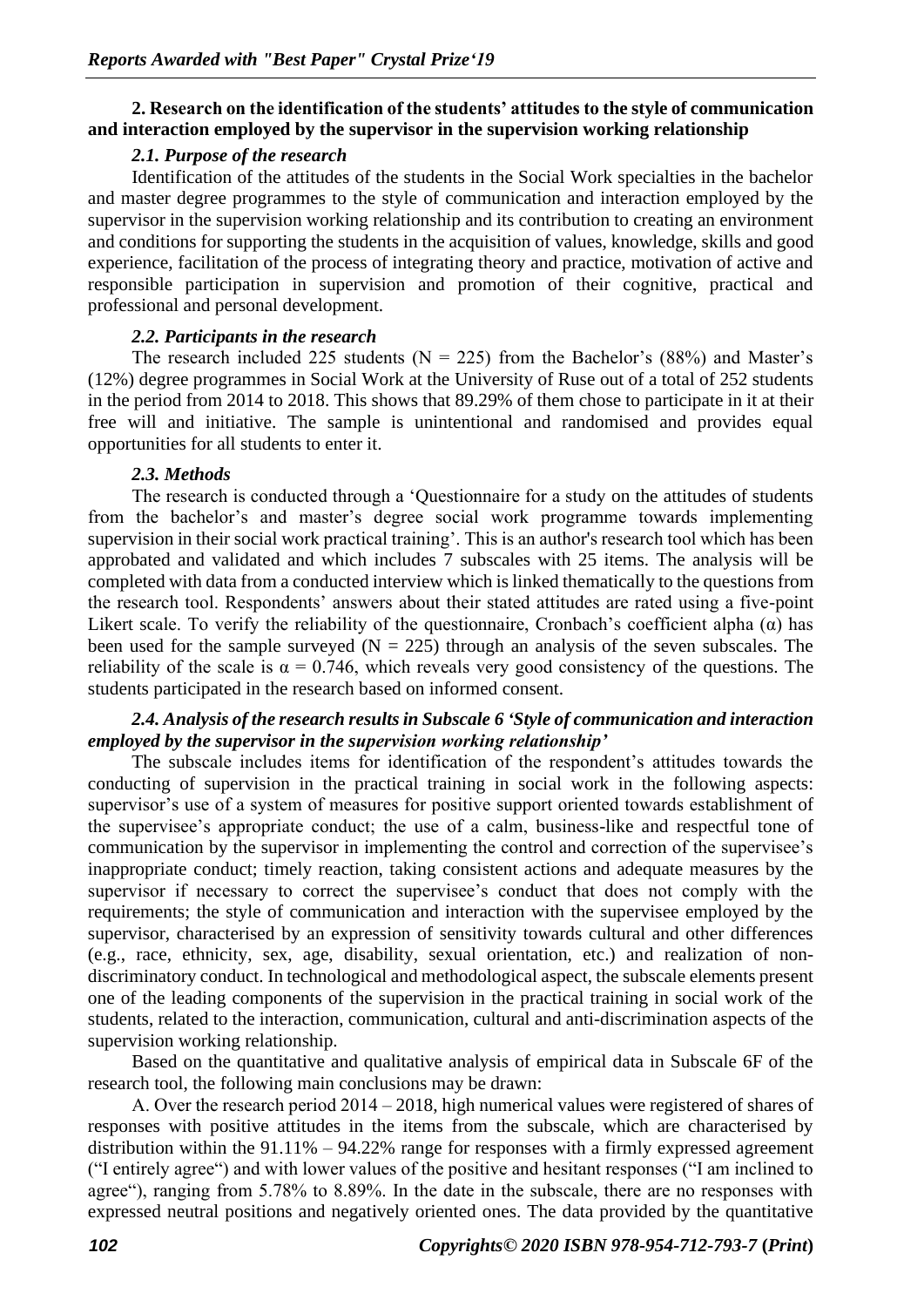## 2. Research on the identification of the students' attitudes to the style of communication and interaction employed by the supervisor in the supervision working relationship

### *2.1. Purpose of the research*

Identification of the attitudes of the students in the Social Work specialties in the bachelor and master degree programmes to the style of communication and interaction employed by the supervisor in the supervision working relationship and its contribution to creating an environment and conditions for supporting the students in the acquisition of values, knowledge, skills and good experience, facilitation of the process of integrating theory and practice, motivation of active and responsible participation in supervision and promotion of their cognitive, practical and professional and personal development.

### *2.2. Participants in the research*

The research included 225 students (N = 225) from the Bachelor's (88%) and Master's (12%) degree programmes in Social Work at the University of Ruse out of a total of 252 students in the period from 2014 to 2018. This shows that 89.29% of them chose to participate in it at their free will and initiative. The sample is unintentional and randomised and provides equal opportunities for all students to enter it.

### *2.3. Methods*

The research is conducted through a 'Questionnaire for a study on the attitudes of students from the bachelor's and master's degree social work programme towards implementing supervision in their social work practical training'. This is an author's research tool which has been approbated and validated and which includes 7 subscales with 25 items. The analysis will be completed with data from a conducted interview which is linked thematically to the questions from the research tool. Respondents' answers about their stated attitudes are rated using a five-point Likert scale. To verify the reliability of the questionnaire, Cronbach's coefficient alpha ($\alpha$) has been used for the sample surveyed (N = 225) through an analysis of the seven subscales. The reliability of the scale is $\alpha = 0.746$, which reveals very good consistency of the questions. The students participated in the research based on informed consent.

### *2.4. Analysis of the research results in Subscale 6 'Style of communication and interaction employed by the supervisor in the supervision working relationship'*

The subscale includes items for identification of the respondent's attitudes towards the conducting of supervision in the practical training in social work in the following aspects: supervisor's use of a system of measures for positive support oriented towards establishment of the supervisee's appropriate conduct; the use of a calm, business-like and respectful tone of communication by the supervisor in implementing the control and correction of the supervisee's inappropriate conduct; timely reaction, taking consistent actions and adequate measures by the supervisor if necessary to correct the supervisee's conduct that does not comply with the requirements; the style of communication and interaction with the supervisee employed by the supervisor, characterised by an expression of sensitivity towards cultural and other differences (e.g., race, ethnicity, sex, age, disability, sexual orientation, etc.) and realization of non-discriminatory conduct. In technological and methodological aspect, the subscale elements present one of the leading components of the supervision in the practical training in social work of the students, related to the interaction, communication, cultural and anti-discrimination aspects of the supervision working relationship.

Based on the quantitative and qualitative analysis of empirical data in Subscale 6F of the research tool, the following main conclusions may be drawn:

A. Over the research period 2014 – 2018, high numerical values were registered of shares of responses with positive attitudes in the items from the subscale, which are characterised by distribution within the 91.11% – 94.22% range for responses with a firmly expressed agreement ("I entirely agree") and with lower values of the positive and hesitant responses ("I am inclined to agree"), ranging from 5.78% to 8.89%. In the date in the subscale, there are no responses with expressed neutral positions and negatively oriented ones. The data provided by the quantitative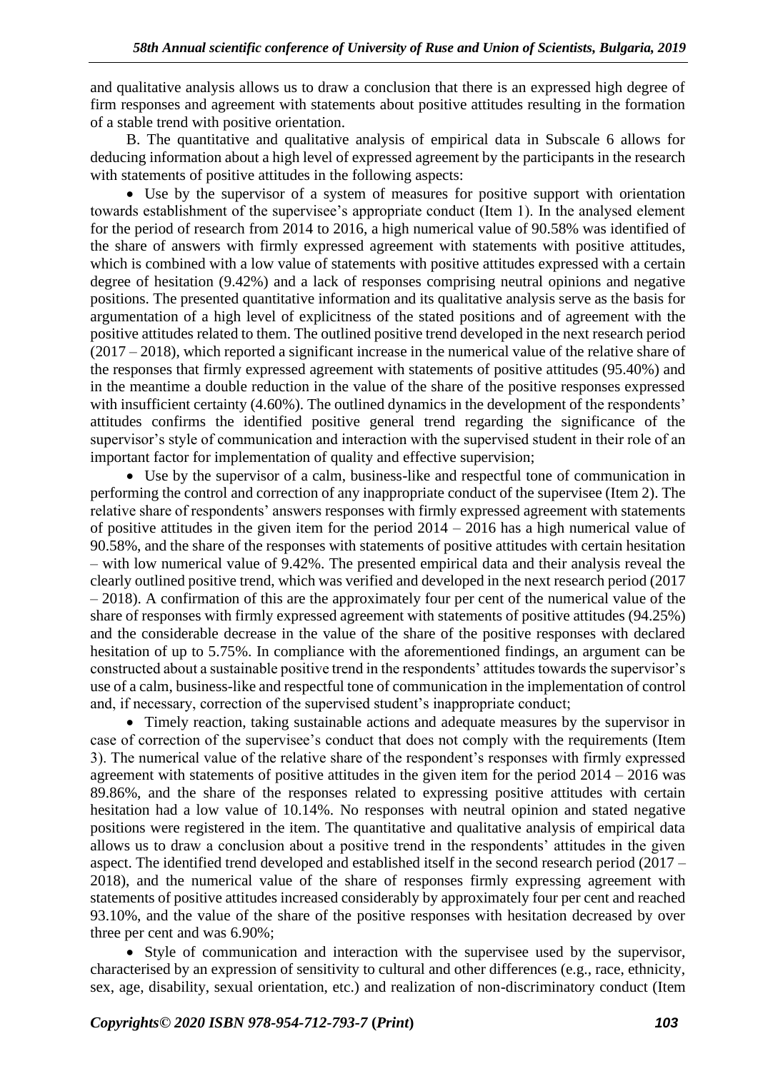and qualitative analysis allows us to draw a conclusion that there is an expressed high degree of firm responses and agreement with statements about positive attitudes resulting in the formation of a stable trend with positive orientation.

B. The quantitative and qualitative analysis of empirical data in Subscale 6 allows for deducing information about a high level of expressed agreement by the participants in the research with statements of positive attitudes in the following aspects:

- Use by the supervisor of a system of measures for positive support with orientation towards establishment of the supervisee's appropriate conduct (Item 1). In the analysed element for the period of research from 2014 to 2016, a high numerical value of 90.58% was identified of the share of answers with firmly expressed agreement with statements with positive attitudes, which is combined with a low value of statements with positive attitudes expressed with a certain degree of hesitation (9.42%) and a lack of responses comprising neutral opinions and negative positions. The presented quantitative information and its qualitative analysis serve as the basis for argumentation of a high level of explicitness of the stated positions and of agreement with the positive attitudes related to them. The outlined positive trend developed in the next research period (2017 – 2018), which reported a significant increase in the numerical value of the relative share of the responses that firmly expressed agreement with statements of positive attitudes (95.40%) and in the meantime a double reduction in the value of the share of the positive responses expressed with insufficient certainty (4.60%). The outlined dynamics in the development of the respondents' attitudes confirms the identified positive general trend regarding the significance of the supervisor's style of communication and interaction with the supervised student in their role of an important factor for implementation of quality and effective supervision;
- Use by the supervisor of a calm, business-like and respectful tone of communication in performing the control and correction of any inappropriate conduct of the supervisee (Item 2). The relative share of respondents' answers responses with firmly expressed agreement with statements of positive attitudes in the given item for the period 2014 – 2016 has a high numerical value of 90.58%, and the share of the responses with statements of positive attitudes with certain hesitation – with low numerical value of 9.42%. The presented empirical data and their analysis reveal the clearly outlined positive trend, which was verified and developed in the next research period (2017 – 2018). A confirmation of this are the approximately four per cent of the numerical value of the share of responses with firmly expressed agreement with statements of positive attitudes (94.25%) and the considerable decrease in the value of the share of the positive responses with declared hesitation of up to 5.75%. In compliance with the aforementioned findings, an argument can be constructed about a sustainable positive trend in the respondents' attitudes towards the supervisor's use of a calm, business-like and respectful tone of communication in the implementation of control and, if necessary, correction of the supervised student's inappropriate conduct;
- Timely reaction, taking sustainable actions and adequate measures by the supervisor in case of correction of the supervisee's conduct that does not comply with the requirements (Item 3). The numerical value of the relative share of the respondent's responses with firmly expressed agreement with statements of positive attitudes in the given item for the period 2014 – 2016 was 89.86%, and the share of the responses related to expressing positive attitudes with certain hesitation had a low value of 10.14%. No responses with neutral opinion and stated negative positions were registered in the item. The quantitative and qualitative analysis of empirical data allows us to draw a conclusion about a positive trend in the respondents' attitudes in the given aspect. The identified trend developed and established itself in the second research period (2017 – 2018), and the numerical value of the share of responses firmly expressing agreement with statements of positive attitudes increased considerably by approximately four per cent and reached 93.10%, and the value of the share of the positive responses with hesitation decreased by over three per cent and was 6.90%;
- Style of communication and interaction with the supervisee used by the supervisor, characterised by an expression of sensitivity to cultural and other differences (e.g., race, ethnicity, sex, age, disability, sexual orientation, etc.) and realization of non-discriminatory conduct (Item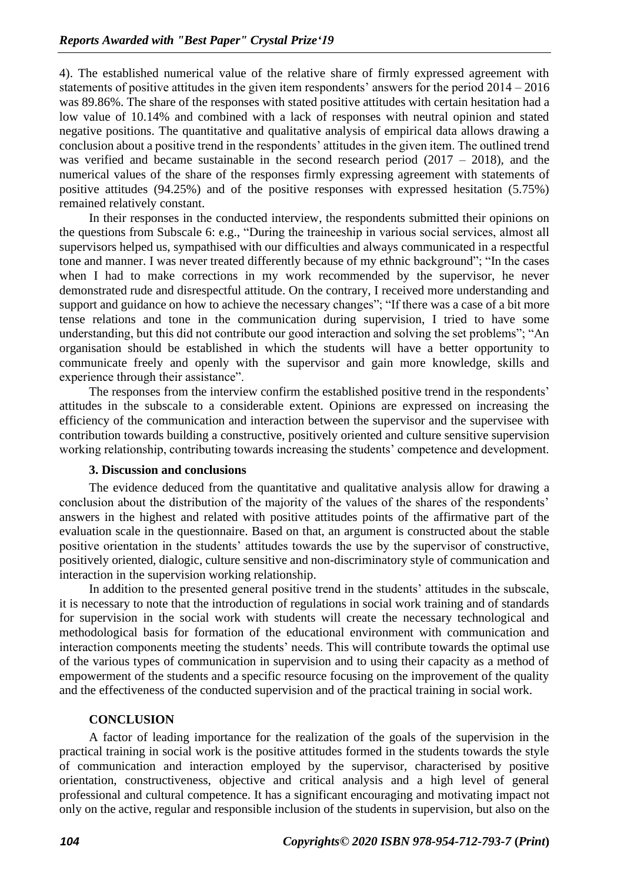4). The established numerical value of the relative share of firmly expressed agreement with statements of positive attitudes in the given item respondents' answers for the period 2014 – 2016 was 89.86%. The share of the responses with stated positive attitudes with certain hesitation had a low value of 10.14% and combined with a lack of responses with neutral opinion and stated negative positions. The quantitative and qualitative analysis of empirical data allows drawing a conclusion about a positive trend in the respondents' attitudes in the given item. The outlined trend was verified and became sustainable in the second research period (2017 – 2018), and the numerical values of the share of the responses firmly expressing agreement with statements of positive attitudes (94.25%) and of the positive responses with expressed hesitation (5.75%) remained relatively constant.

In their responses in the conducted interview, the respondents submitted their opinions on the questions from Subscale 6: e.g., "During the traineeship in various social services, almost all supervisors helped us, sympathised with our difficulties and always communicated in a respectful tone and manner. I was never treated differently because of my ethnic background"; "In the cases when I had to make corrections in my work recommended by the supervisor, he never demonstrated rude and disrespectful attitude. On the contrary, I received more understanding and support and guidance on how to achieve the necessary changes"; "If there was a case of a bit more tense relations and tone in the communication during supervision, I tried to have some understanding, but this did not contribute our good interaction and solving the set problems"; "An organisation should be established in which the students will have a better opportunity to communicate freely and openly with the supervisor and gain more knowledge, skills and experience through their assistance".

The responses from the interview confirm the established positive trend in the respondents' attitudes in the subscale to a considerable extent. Opinions are expressed on increasing the efficiency of the communication and interaction between the supervisor and the supervisee with contribution towards building a constructive, positively oriented and culture sensitive supervision working relationship, contributing towards increasing the students' competence and development.

### 3. Discussion and conclusions

The evidence deduced from the quantitative and qualitative analysis allow for drawing a conclusion about the distribution of the majority of the values of the shares of the respondents' answers in the highest and related with positive attitudes points of the affirmative part of the evaluation scale in the questionnaire. Based on that, an argument is constructed about the stable positive orientation in the students' attitudes towards the use by the supervisor of constructive, positively oriented, dialogic, culture sensitive and non-discriminatory style of communication and interaction in the supervision working relationship.

In addition to the presented general positive trend in the students' attitudes in the subscale, it is necessary to note that the introduction of regulations in social work training and of standards for supervision in the social work with students will create the necessary technological and methodological basis for formation of the educational environment with communication and interaction components meeting the students' needs. This will contribute towards the optimal use of the various types of communication in supervision and to using their capacity as a method of empowerment of the students and a specific resource focusing on the improvement of the quality and the effectiveness of the conducted supervision and of the practical training in social work.

## CONCLUSION

A factor of leading importance for the realization of the goals of the supervision in the practical training in social work is the positive attitudes formed in the students towards the style of communication and interaction employed by the supervisor, characterised by positive orientation, constructiveness, objective and critical analysis and a high level of general professional and cultural competence. It has a significant encouraging and motivating impact not only on the active, regular and responsible inclusion of the students in supervision, but also on the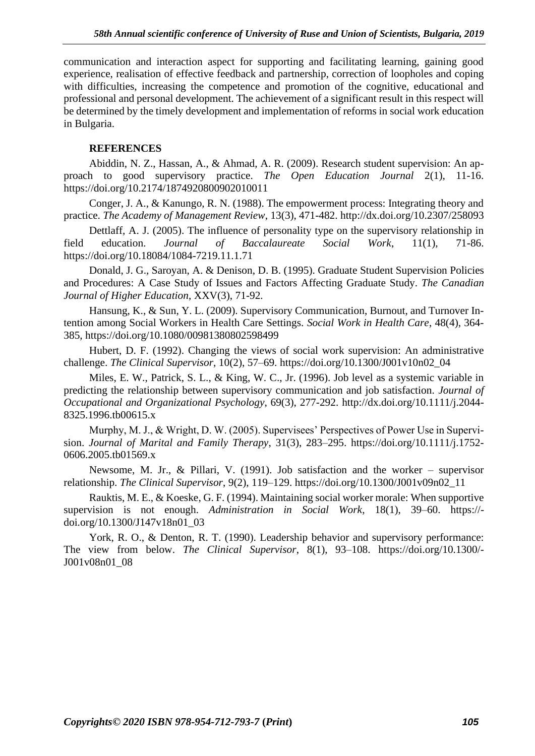communication and interaction aspect for supporting and facilitating learning, gaining good experience, realisation of effective feedback and partnership, correction of loopholes and coping with difficulties, increasing the competence and promotion of the cognitive, educational and professional and personal development. The achievement of a significant result in this respect will be determined by the timely development and implementation of reforms in social work education in Bulgaria.

**REFERENCES**

Abiddin, N. Z., Hassan, A., & Ahmad, A. R. (2009). Research student supervision: An approach to good supervisory practice. *The Open Education Journal* 2(1), 11-16. https://doi.org/10.2174/1874920800902010011

Conger, J. A., & Kanungo, R. N. (1988). The empowerment process: Integrating theory and practice. *The Academy of Management Review*, 13(3), 471-482. http://dx.doi.org/10.2307/258093

Dettlaff, A. J. (2005). The influence of personality type on the supervisory relationship in field education. *Journal of Baccalaureate Social Work*, 11(1), 71-86. https://doi.org/10.18084/1084-7219.11.1.71

Donald, J. G., Saroyan, A. & Denison, D. B. (1995). Graduate Student Supervision Policies and Procedures: A Case Study of Issues and Factors Affecting Graduate Study. *The Canadian Journal of Higher Education*, XXV(3), 71-92.

Hansung, K., & Sun, Y. L. (2009). Supervisory Communication, Burnout, and Turnover Intention among Social Workers in Health Care Settings. *Social Work in Health Care*, 48(4), 364-385, https://doi.org/10.1080/00981380802598499

Hubert, D. F. (1992). Changing the views of social work supervision: An administrative challenge. *The Clinical Supervisor*, 10(2), 57–69. https://doi.org/10.1300/J001v10n02_04

Miles, E. W., Patrick, S. L., & King, W. C., Jr. (1996). Job level as a systemic variable in predicting the relationship between supervisory communication and job satisfaction. *Journal of Occupational and Organizational Psychology*, 69(3), 277-292. http://dx.doi.org/10.1111/j.2044-8325.1996.tb00615.x

Murphy, M. J., & Wright, D. W. (2005). Supervisees' Perspectives of Power Use in Supervision. *Journal of Marital and Family Therapy*, 31(3), 283–295. https://doi.org/10.1111/j.1752-0606.2005.tb01569.x

Newsome, M. Jr., & Pillari, V. (1991). Job satisfaction and the worker – supervisor relationship. *The Clinical Supervisor*, 9(2), 119–129. https://doi.org/10.1300/J001v09n02_11

Rauktis, M. E., & Koeske, G. F. (1994). Maintaining social worker morale: When supportive supervision is not enough. *Administration in Social Work*, 18(1), 39–60. https://doi.org/10.1300/J147v18n01_03

York, R. O., & Denton, R. T. (1990). Leadership behavior and supervisory performance: The view from below. *The Clinical Supervisor*, 8(1), 93–108. https://doi.org/10.1300/J001v08n01_08